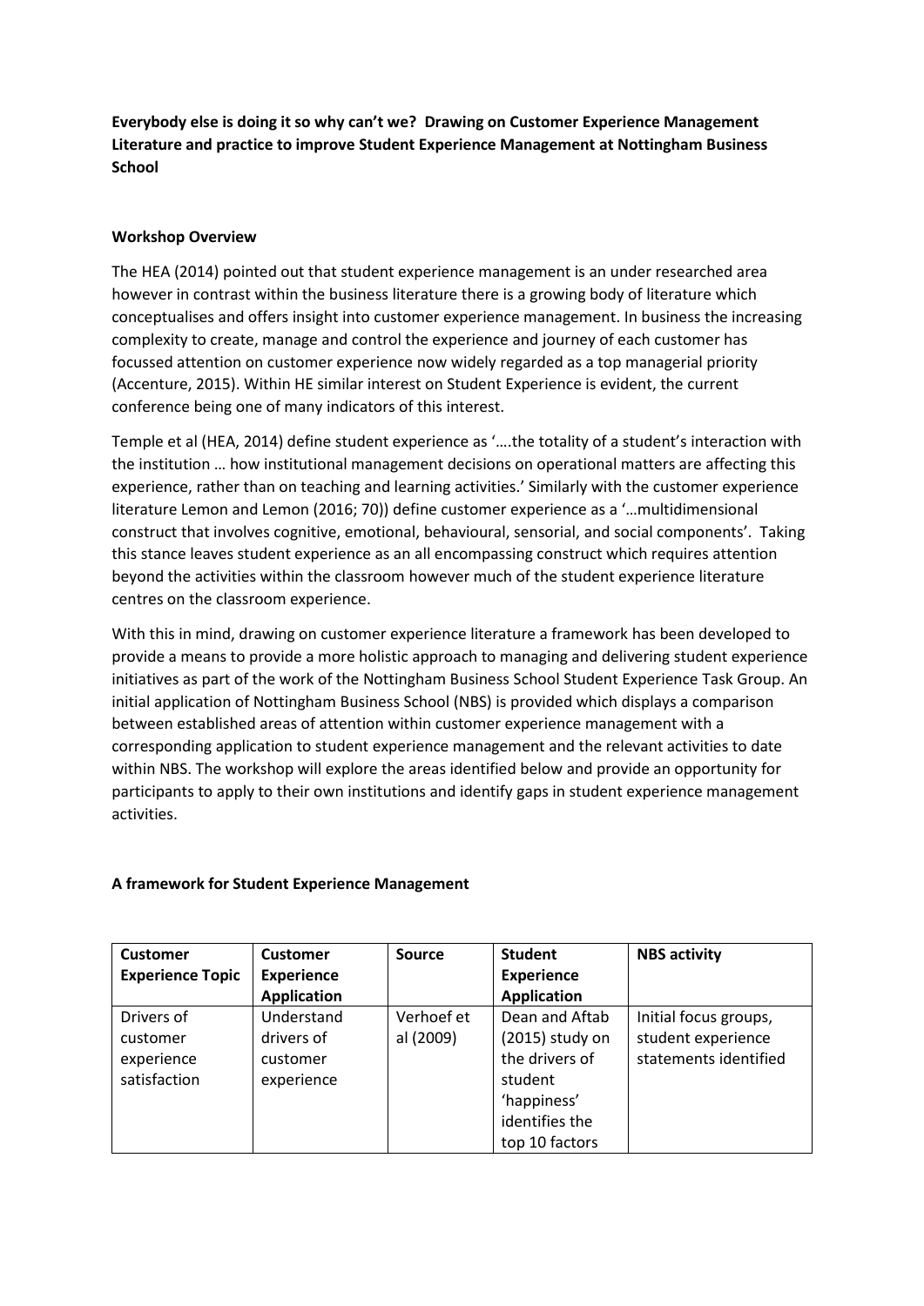**Everybody else is doing it so why can't we? Drawing on Customer Experience Management Literature and practice to improve Student Experience Management at Nottingham Business School**

**Workshop Overview**

The HEA (2014) pointed out that student experience management is an under researched area however in contrast within the business literature there is a growing body of literature which conceptualises and offers insight into customer experience management. In business the increasing complexity to create, manage and control the experience and journey of each customer has focussed attention on customer experience now widely regarded as a top managerial priority (Accenture, 2015). Within HE similar interest on Student Experience is evident, the current conference being one of many indicators of this interest.

Temple et al (HEA, 2014) define student experience as '….the totality of a student's interaction with the institution … how institutional management decisions on operational matters are affecting this experience, rather than on teaching and learning activities.' Similarly with the customer experience literature Lemon and Lemon (2016; 70)) define customer experience as a '…multidimensional construct that involves cognitive, emotional, behavioural, sensorial, and social components'. Taking this stance leaves student experience as an all encompassing construct which requires attention beyond the activities within the classroom however much of the student experience literature centres on the classroom experience.

With this in mind, drawing on customer experience literature a framework has been developed to provide a means to provide a more holistic approach to managing and delivering student experience initiatives as part of the work of the Nottingham Business School Student Experience Task Group. An initial application of Nottingham Business School (NBS) is provided which displays a comparison between established areas of attention within customer experience management with a corresponding application to student experience management and the relevant activities to date within NBS. The workshop will explore the areas identified below and provide an opportunity for participants to apply to their own institutions and identify gaps in student experience management activities.

**A framework for Student Experience Management**

| Customer Experience Topic | Customer Experience Application | Source | Student Experience Application | NBS activity |
|---|---|---|---|---|
| Drivers of customer experience satisfaction | Understand drivers of customer experience | Verhoef et al (2009) | Dean and Aftab (2015) study on the drivers of student 'happiness' identifies the top 10 factors | Initial focus groups, student experience statements identified |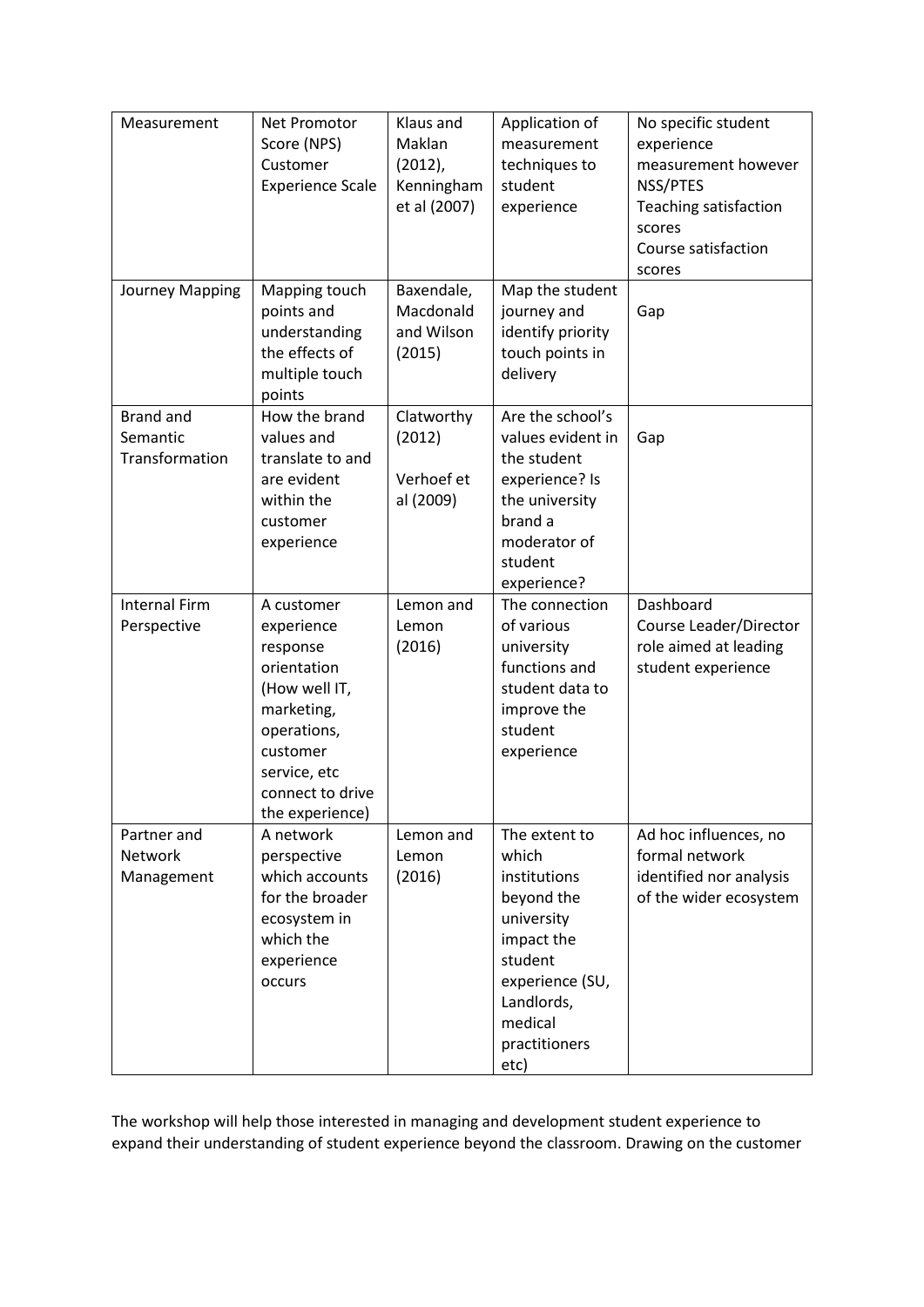| Measurement | Net Promotor Score (NPS) Customer Experience Scale | Klaus and Maklan (2012), Kenningham et al (2007) | Application of measurement techniques to student experience | No specific student experience measurement however NSS/PTES Teaching satisfaction scores Course satisfaction scores |
|---|---|---|---|---|
| Journey Mapping | Mapping touch points and understanding the effects of multiple touch points | Baxendale, Macdonald and Wilson (2015) | Map the student journey and identify priority touch points in delivery | Gap |
| Brand and Semantic Transformation | How the brand values and translate to and are evident within the customer experience | Clatworthy (2012) Verhoef et al (2009) | Are the school's values evident in the student experience? Is the university brand a moderator of student experience? | Gap |
| Internal Firm Perspective | A customer experience response orientation (How well IT, marketing, operations, customer service, etc connect to drive the experience) | Lemon and Lemon (2016) | The connection of various university functions and student data to improve the student experience | Dashboard Course Leader/Director role aimed at leading student experience |
| Partner and Network Management | A network perspective which accounts for the broader ecosystem in which the experience occurs | Lemon and Lemon (2016) | The extent to which institutions beyond the university impact the student experience (SU, Landlords, medical practitioners etc) | Ad hoc influences, no formal network identified nor analysis of the wider ecosystem |

The workshop will help those interested in managing and development student experience to expand their understanding of student experience beyond the classroom. Drawing on the customer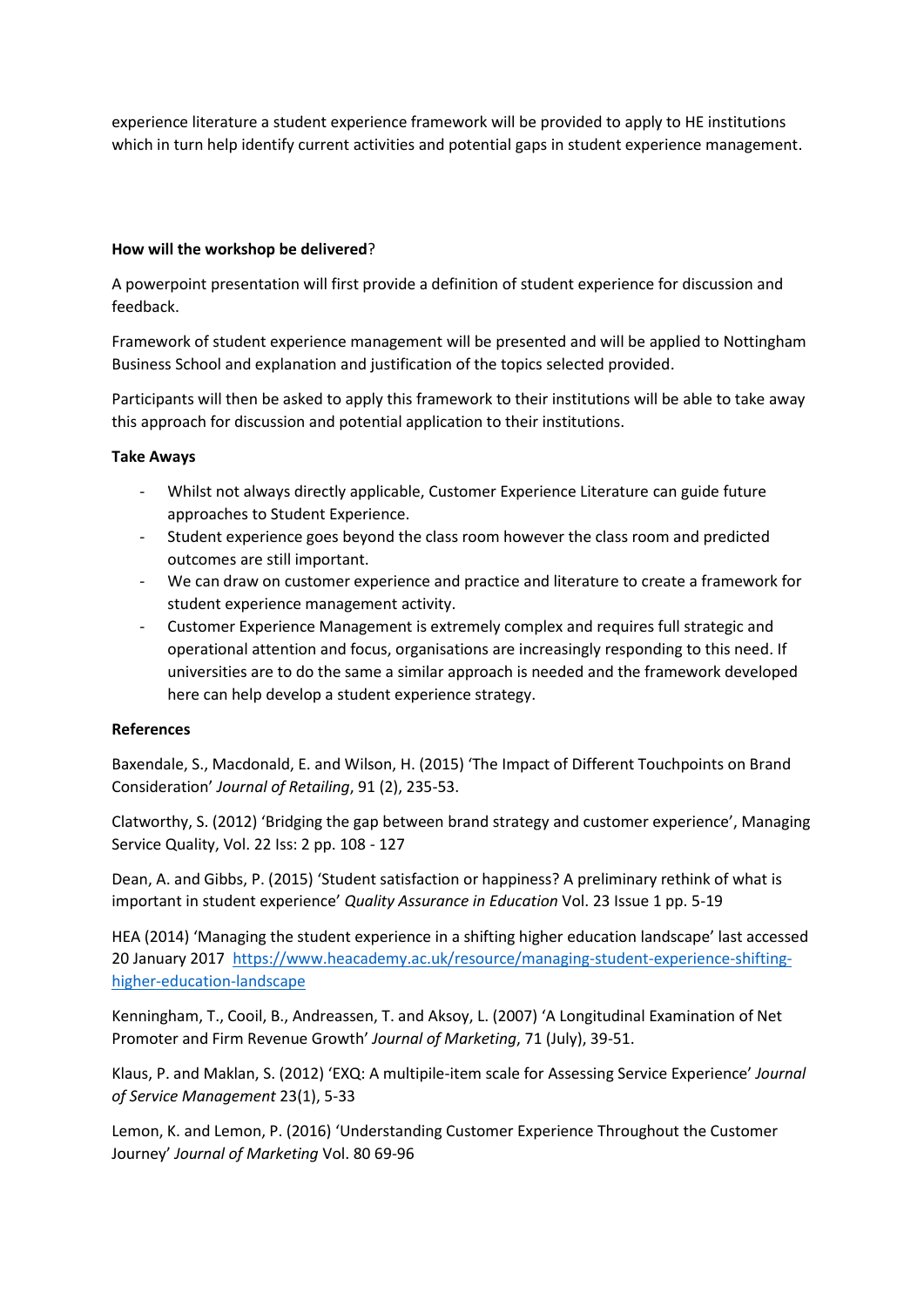experience literature a student experience framework will be provided to apply to HE institutions which in turn help identify current activities and potential gaps in student experience management.

**How will the workshop be delivered**?

A powerpoint presentation will first provide a definition of student experience for discussion and feedback.

Framework of student experience management will be presented and will be applied to Nottingham Business School and explanation and justification of the topics selected provided.

Participants will then be asked to apply this framework to their institutions will be able to take away this approach for discussion and potential application to their institutions.

**Take Aways**

- Whilst not always directly applicable, Customer Experience Literature can guide future approaches to Student Experience.
- Student experience goes beyond the class room however the class room and predicted outcomes are still important.
- We can draw on customer experience and practice and literature to create a framework for student experience management activity.
- Customer Experience Management is extremely complex and requires full strategic and operational attention and focus, organisations are increasingly responding to this need. If universities are to do the same a similar approach is needed and the framework developed here can help develop a student experience strategy.

**References**

Baxendale, S., Macdonald, E. and Wilson, H. (2015) 'The Impact of Different Touchpoints on Brand Consideration' *Journal of Retailing*, 91 (2), 235-53.

Clatworthy, S. (2012) 'Bridging the gap between brand strategy and customer experience', Managing Service Quality, Vol. 22 Iss: 2 pp. 108 - 127

Dean, A. and Gibbs, P. (2015) 'Student satisfaction or happiness? A preliminary rethink of what is important in student experience' *Quality Assurance in Education* Vol. 23 Issue 1 pp. 5-19

HEA (2014) 'Managing the student experience in a shifting higher education landscape' last accessed 20 January 2017 [https://www.heacademy.ac.uk/resource/managing-student-experience-shifting-higher-education-landscape](https://www.heacademy.ac.uk/resource/managing-student-experience-shifting-higher-education-landscape)

Kenningham, T., Cooil, B., Andreassen, T. and Aksoy, L. (2007) 'A Longitudinal Examination of Net Promoter and Firm Revenue Growth' *Journal of Marketing*, 71 (July), 39-51.

Klaus, P. and Maklan, S. (2012) 'EXQ: A multipile-item scale for Assessing Service Experience' *Journal of Service Management* 23(1), 5-33

Lemon, K. and Lemon, P. (2016) 'Understanding Customer Experience Throughout the Customer Journey' *Journal of Marketing* Vol. 80 69-96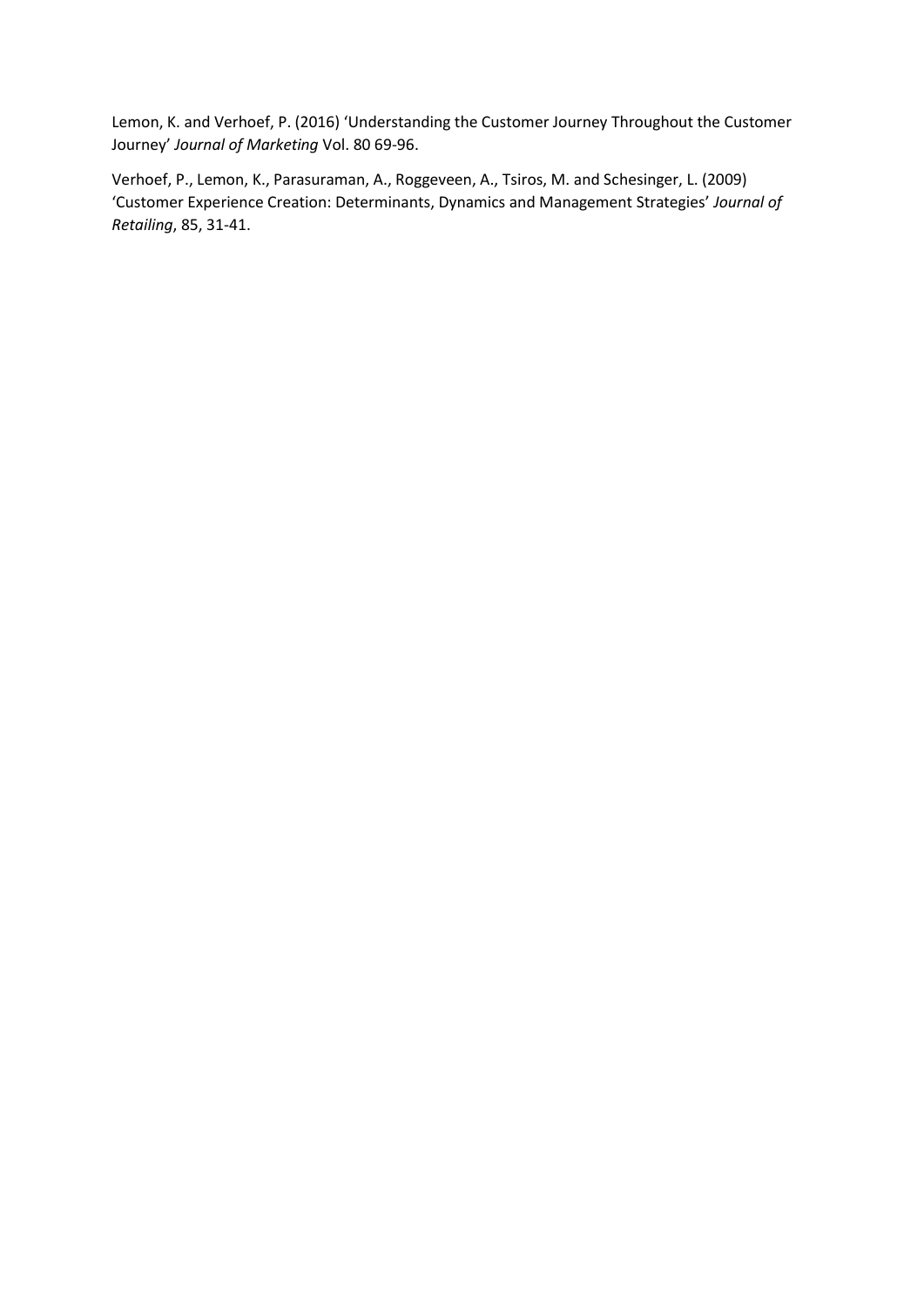Lemon, K. and Verhoef, P. (2016) 'Understanding the Customer Journey Throughout the Customer Journey' *Journal of Marketing* Vol. 80 69-96.

Verhoef, P., Lemon, K., Parasuraman, A., Roggeveen, A., Tsiros, M. and Schesinger, L. (2009) 'Customer Experience Creation: Determinants, Dynamics and Management Strategies' *Journal of Retailing*, 85, 31-41.